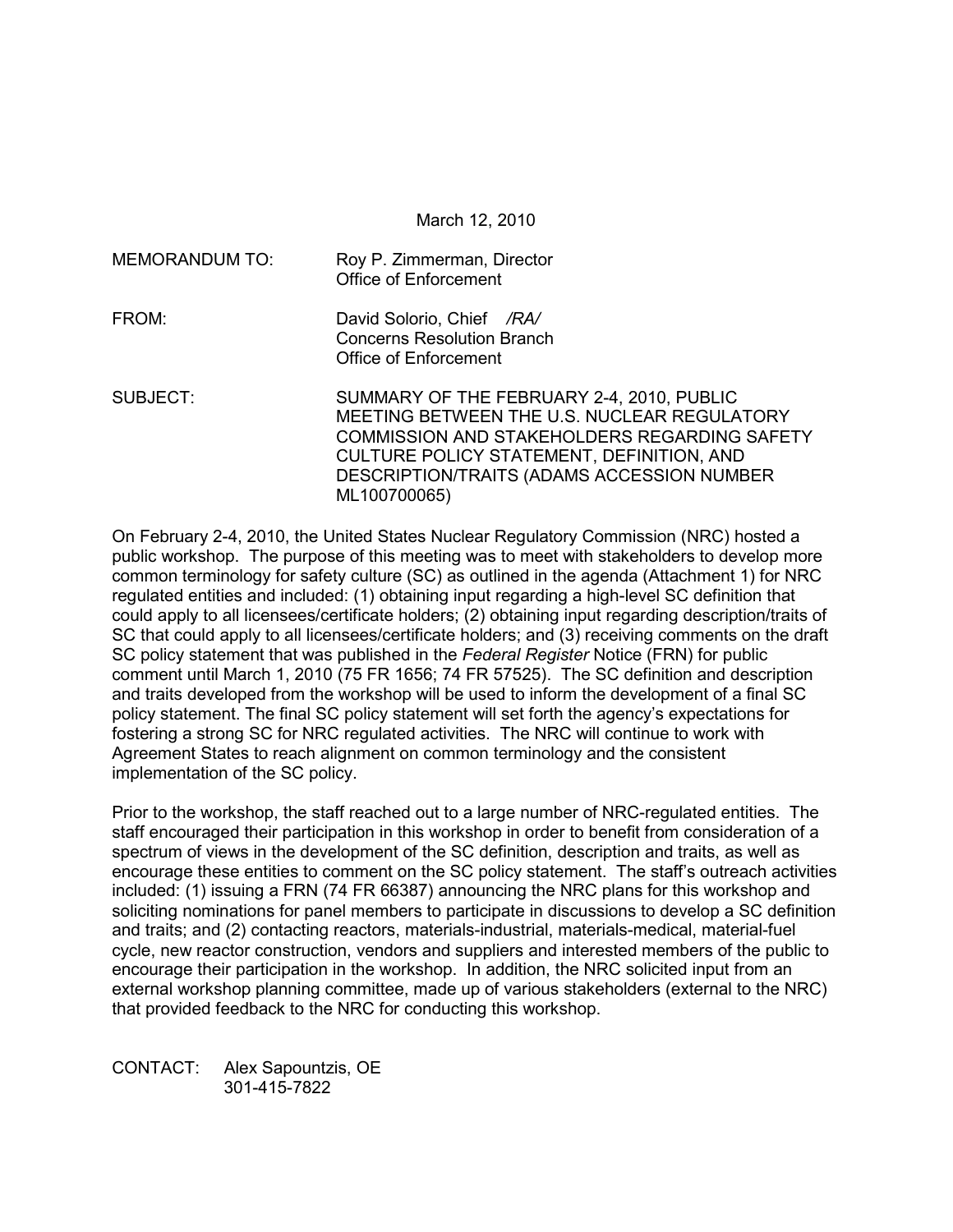March 12, 2010

MEMORANDUM TO: Roy P. Zimmerman, Director
Office of Enforcement

FROM: David Solorio, Chief /RA/
Concerns Resolution Branch
Office of Enforcement

SUBJECT: SUMMARY OF THE FEBRUARY 2-4, 2010, PUBLIC MEETING BETWEEN THE U.S. NUCLEAR REGULATORY COMMISSION AND STAKEHOLDERS REGARDING SAFETY CULTURE POLICY STATEMENT, DEFINITION, AND DESCRIPTION/TRAITS (ADAMS ACCESSION NUMBER ML100700065)

On February 2-4, 2010, the United States Nuclear Regulatory Commission (NRC) hosted a public workshop. The purpose of this meeting was to meet with stakeholders to develop more common terminology for safety culture (SC) as outlined in the agenda (Attachment 1) for NRC regulated entities and included: (1) obtaining input regarding a high-level SC definition that could apply to all licensees/certificate holders; (2) obtaining input regarding description/traits of SC that could apply to all licensees/certificate holders; and (3) receiving comments on the draft SC policy statement that was published in the *Federal Register* Notice (FRN) for public comment until March 1, 2010 (75 FR 1656; 74 FR 57525). The SC definition and description and traits developed from the workshop will be used to inform the development of a final SC policy statement. The final SC policy statement will set forth the agency's expectations for fostering a strong SC for NRC regulated activities. The NRC will continue to work with Agreement States to reach alignment on common terminology and the consistent implementation of the SC policy.

Prior to the workshop, the staff reached out to a large number of NRC-regulated entities. The staff encouraged their participation in this workshop in order to benefit from consideration of a spectrum of views in the development of the SC definition, description and traits, as well as encourage these entities to comment on the SC policy statement. The staff's outreach activities included: (1) issuing a FRN (74 FR 66387) announcing the NRC plans for this workshop and soliciting nominations for panel members to participate in discussions to develop a SC definition and traits; and (2) contacting reactors, materials-industrial, materials-medical, material-fuel cycle, new reactor construction, vendors and suppliers and interested members of the public to encourage their participation in the workshop. In addition, the NRC solicited input from an external workshop planning committee, made up of various stakeholders (external to the NRC) that provided feedback to the NRC for conducting this workshop.

CONTACT: Alex Sapountzis, OE
301-415-7822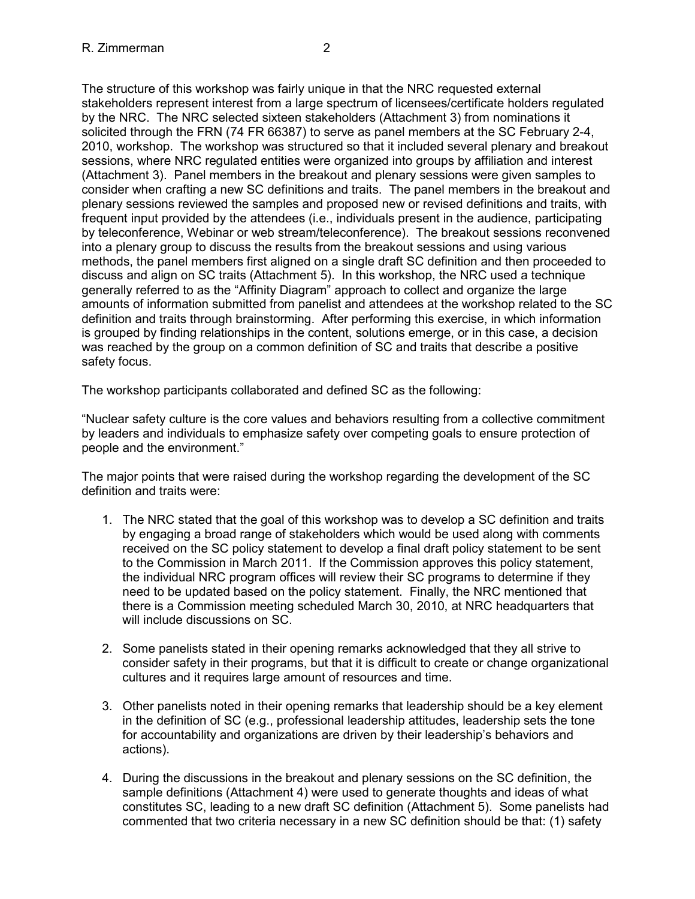The structure of this workshop was fairly unique in that the NRC requested external stakeholders represent interest from a large spectrum of licensees/certificate holders regulated by the NRC. The NRC selected sixteen stakeholders (Attachment 3) from nominations it solicited through the FRN (74 FR 66387) to serve as panel members at the SC February 2-4, 2010, workshop. The workshop was structured so that it included several plenary and breakout sessions, where NRC regulated entities were organized into groups by affiliation and interest (Attachment 3). Panel members in the breakout and plenary sessions were given samples to consider when crafting a new SC definitions and traits. The panel members in the breakout and plenary sessions reviewed the samples and proposed new or revised definitions and traits, with frequent input provided by the attendees (i.e., individuals present in the audience, participating by teleconference, Webinar or web stream/teleconference). The breakout sessions reconvened into a plenary group to discuss the results from the breakout sessions and using various methods, the panel members first aligned on a single draft SC definition and then proceeded to discuss and align on SC traits (Attachment 5). In this workshop, the NRC used a technique generally referred to as the "Affinity Diagram" approach to collect and organize the large amounts of information submitted from panelist and attendees at the workshop related to the SC definition and traits through brainstorming. After performing this exercise, in which information is grouped by finding relationships in the content, solutions emerge, or in this case, a decision was reached by the group on a common definition of SC and traits that describe a positive safety focus.

The workshop participants collaborated and defined SC as the following:

"Nuclear safety culture is the core values and behaviors resulting from a collective commitment by leaders and individuals to emphasize safety over competing goals to ensure protection of people and the environment."

The major points that were raised during the workshop regarding the development of the SC definition and traits were:

1. The NRC stated that the goal of this workshop was to develop a SC definition and traits by engaging a broad range of stakeholders which would be used along with comments received on the SC policy statement to develop a final draft policy statement to be sent to the Commission in March 2011. If the Commission approves this policy statement, the individual NRC program offices will review their SC programs to determine if they need to be updated based on the policy statement. Finally, the NRC mentioned that there is a Commission meeting scheduled March 30, 2010, at NRC headquarters that will include discussions on SC.

2. Some panelists stated in their opening remarks acknowledged that they all strive to consider safety in their programs, but that it is difficult to create or change organizational cultures and it requires large amount of resources and time.

3. Other panelists noted in their opening remarks that leadership should be a key element in the definition of SC (e.g., professional leadership attitudes, leadership sets the tone for accountability and organizations are driven by their leadership's behaviors and actions).

4. During the discussions in the breakout and plenary sessions on the SC definition, the sample definitions (Attachment 4) were used to generate thoughts and ideas of what constitutes SC, leading to a new draft SC definition (Attachment 5). Some panelists had commented that two criteria necessary in a new SC definition should be that: (1) safety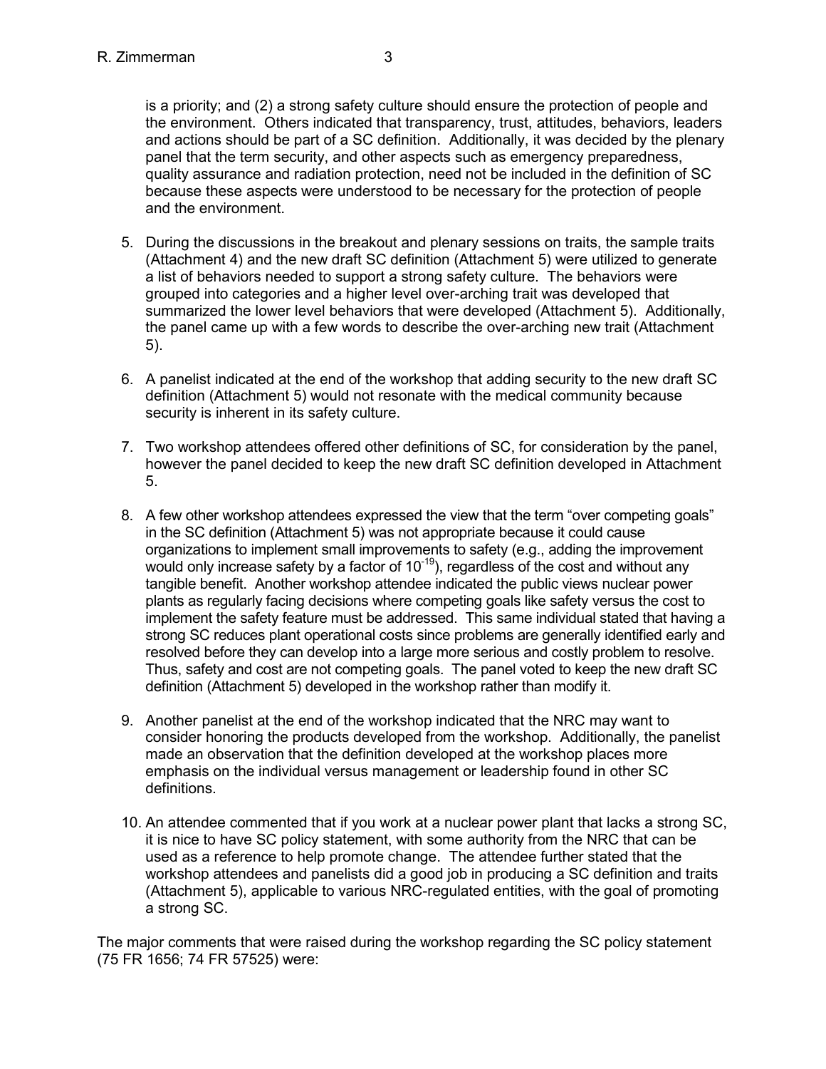is a priority; and (2) a strong safety culture should ensure the protection of people and the environment. Others indicated that transparency, trust, attitudes, behaviors, leaders and actions should be part of a SC definition. Additionally, it was decided by the plenary panel that the term security, and other aspects such as emergency preparedness, quality assurance and radiation protection, need not be included in the definition of SC because these aspects were understood to be necessary for the protection of people and the environment.

5. During the discussions in the breakout and plenary sessions on traits, the sample traits (Attachment 4) and the new draft SC definition (Attachment 5) were utilized to generate a list of behaviors needed to support a strong safety culture. The behaviors were grouped into categories and a higher level over-arching trait was developed that summarized the lower level behaviors that were developed (Attachment 5). Additionally, the panel came up with a few words to describe the over-arching new trait (Attachment 5).

6. A panelist indicated at the end of the workshop that adding security to the new draft SC definition (Attachment 5) would not resonate with the medical community because security is inherent in its safety culture.

7. Two workshop attendees offered other definitions of SC, for consideration by the panel, however the panel decided to keep the new draft SC definition developed in Attachment 5.

8. A few other workshop attendees expressed the view that the term "over competing goals" in the SC definition (Attachment 5) was not appropriate because it could cause organizations to implement small improvements to safety (e.g., adding the improvement would only increase safety by a factor of $10^{-19}$), regardless of the cost and without any tangible benefit. Another workshop attendee indicated the public views nuclear power plants as regularly facing decisions where competing goals like safety versus the cost to implement the safety feature must be addressed. This same individual stated that having a strong SC reduces plant operational costs since problems are generally identified early and resolved before they can develop into a large more serious and costly problem to resolve. Thus, safety and cost are not competing goals. The panel voted to keep the new draft SC definition (Attachment 5) developed in the workshop rather than modify it.

9. Another panelist at the end of the workshop indicated that the NRC may want to consider honoring the products developed from the workshop. Additionally, the panelist made an observation that the definition developed at the workshop places more emphasis on the individual versus management or leadership found in other SC definitions.

10. An attendee commented that if you work at a nuclear power plant that lacks a strong SC, it is nice to have SC policy statement, with some authority from the NRC that can be used as a reference to help promote change. The attendee further stated that the workshop attendees and panelists did a good job in producing a SC definition and traits (Attachment 5), applicable to various NRC-regulated entities, with the goal of promoting a strong SC.

The major comments that were raised during the workshop regarding the SC policy statement (75 FR 1656; 74 FR 57525) were: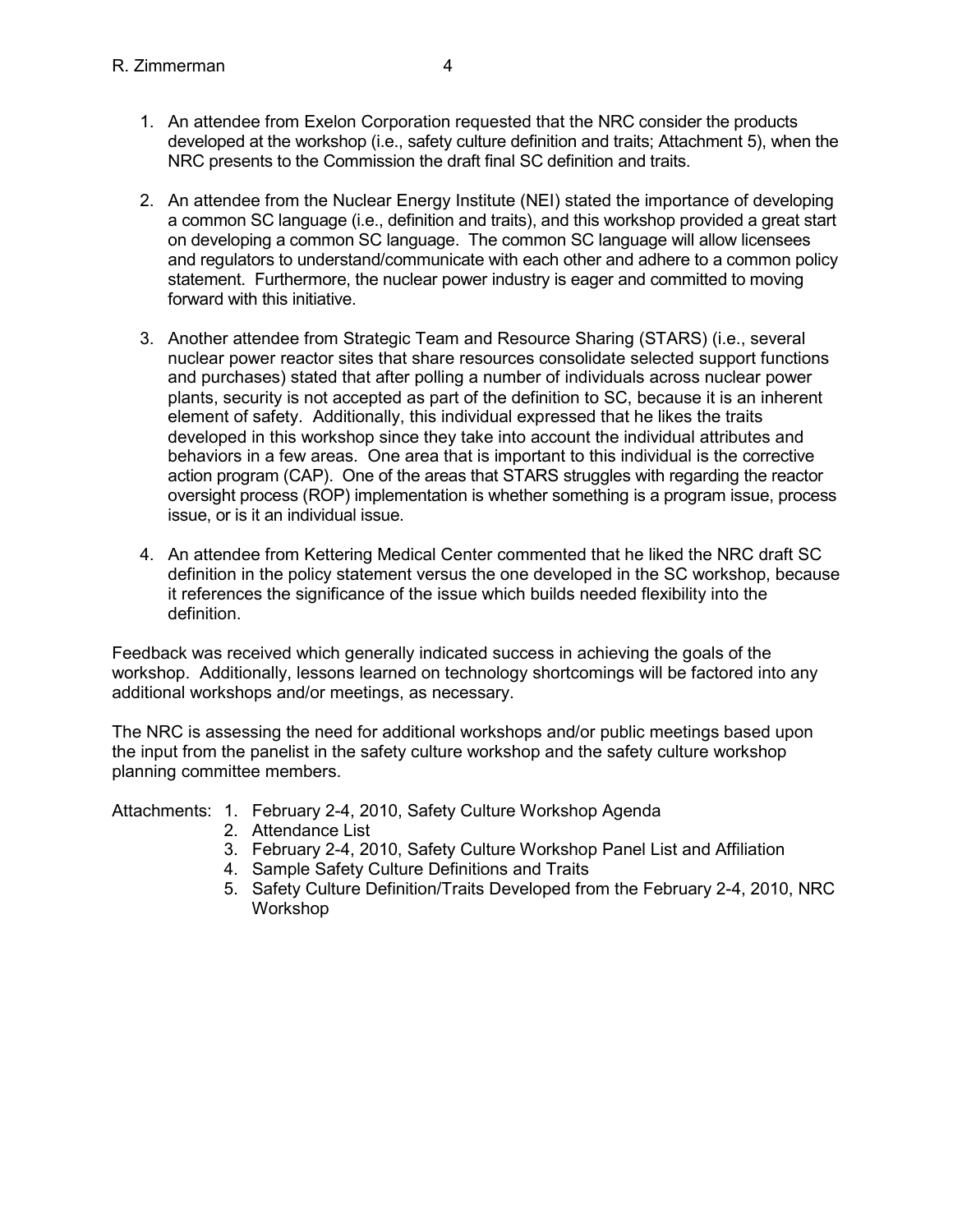1. An attendee from Exelon Corporation requested that the NRC consider the products developed at the workshop (i.e., safety culture definition and traits; Attachment 5), when the NRC presents to the Commission the draft final SC definition and traits.

2. An attendee from the Nuclear Energy Institute (NEI) stated the importance of developing a common SC language (i.e., definition and traits), and this workshop provided a great start on developing a common SC language. The common SC language will allow licensees and regulators to understand/communicate with each other and adhere to a common policy statement. Furthermore, the nuclear power industry is eager and committed to moving forward with this initiative.

3. Another attendee from Strategic Team and Resource Sharing (STARS) (i.e., several nuclear power reactor sites that share resources consolidate selected support functions and purchases) stated that after polling a number of individuals across nuclear power plants, security is not accepted as part of the definition to SC, because it is an inherent element of safety. Additionally, this individual expressed that he likes the traits developed in this workshop since they take into account the individual attributes and behaviors in a few areas. One area that is important to this individual is the corrective action program (CAP). One of the areas that STARS struggles with regarding the reactor oversight process (ROP) implementation is whether something is a program issue, process issue, or is it an individual issue.

4. An attendee from Kettering Medical Center commented that he liked the NRC draft SC definition in the policy statement versus the one developed in the SC workshop, because it references the significance of the issue which builds needed flexibility into the definition.

Feedback was received which generally indicated success in achieving the goals of the workshop. Additionally, lessons learned on technology shortcomings will be factored into any additional workshops and/or meetings, as necessary.

The NRC is assessing the need for additional workshops and/or public meetings based upon the input from the panelist in the safety culture workshop and the safety culture workshop planning committee members.

Attachments:
1. February 2-4, 2010, Safety Culture Workshop Agenda
2. Attendance List
3. February 2-4, 2010, Safety Culture Workshop Panel List and Affiliation
4. Sample Safety Culture Definitions and Traits
5. Safety Culture Definition/Traits Developed from the February 2-4, 2010, NRC Workshop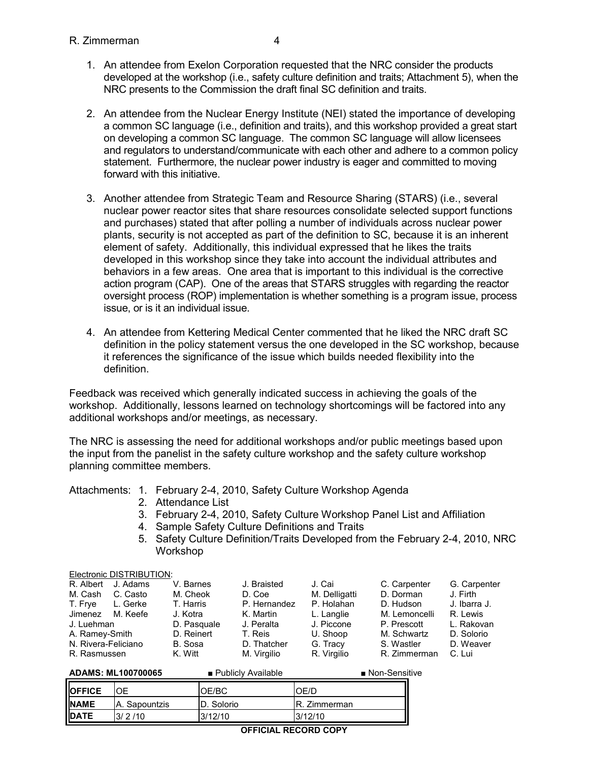1. An attendee from Exelon Corporation requested that the NRC consider the products developed at the workshop (i.e., safety culture definition and traits; Attachment 5), when the NRC presents to the Commission the draft final SC definition and traits.

2. An attendee from the Nuclear Energy Institute (NEI) stated the importance of developing a common SC language (i.e., definition and traits), and this workshop provided a great start on developing a common SC language. The common SC language will allow licensees and regulators to understand/communicate with each other and adhere to a common policy statement. Furthermore, the nuclear power industry is eager and committed to moving forward with this initiative.

3. Another attendee from Strategic Team and Resource Sharing (STARS) (i.e., several nuclear power reactor sites that share resources consolidate selected support functions and purchases) stated that after polling a number of individuals across nuclear power plants, security is not accepted as part of the definition to SC, because it is an inherent element of safety. Additionally, this individual expressed that he likes the traits developed in this workshop since they take into account the individual attributes and behaviors in a few areas. One area that is important to this individual is the corrective action program (CAP). One of the areas that STARS struggles with regarding the reactor oversight process (ROP) implementation is whether something is a program issue, process issue, or is it an individual issue.

4. An attendee from Kettering Medical Center commented that he liked the NRC draft SC definition in the policy statement versus the one developed in the SC workshop, because it references the significance of the issue which builds needed flexibility into the definition.

Feedback was received which generally indicated success in achieving the goals of the workshop. Additionally, lessons learned on technology shortcomings will be factored into any additional workshops and/or meetings, as necessary.

The NRC is assessing the need for additional workshops and/or public meetings based upon the input from the panelist in the safety culture workshop and the safety culture workshop planning committee members.

Attachments:
1. February 2-4, 2010, Safety Culture Workshop Agenda
2. Attendance List
3. February 2-4, 2010, Safety Culture Workshop Panel List and Affiliation
4. Sample Safety Culture Definitions and Traits
5. Safety Culture Definition/Traits Developed from the February 2-4, 2010, NRC Workshop

Electronic DISTRIBUTION:
R. Albert, J. Adams, V. Barnes, J. Braisted, J. Cai, C. Carpenter, G. Carpenter, M. Cash, C. Casto, M. Cheok, D. Coe, M. Delligatti, D. Dorman, J. Firth, T. Frye, L. Gerke, T. Harris, P. Hernandez, P. Holahan, D. Hudson, J. Ibarra J. Jimenez, M. Keefe, J. Kotra, K. Martin, L. Langlie, M. Lemoncelli, R. Lewis, J. Luehman, D. Pasquale, J. Peralta, J. Piccone, P. Prescott, L. Rakovan, A. Ramey-Smith, D. Reinert, T. Reis, U. Shoop, M. Schwartz, D. Solorio, N. Rivera-Feliciano, B. Sosa, D. Thatcher, G. Tracy, S. Wastler, D. Weaver, R. Rasmussen, K. Witt, M. Virgilio, R. Virgilio, R. Zimmerman, C. Lui

**ADAMS: ML100700065** ■ Publicly Available ■ Non-Sensitive

| **OFFICE** | OE | OE/BC | OE/D |
|---|---|---|---|
| **NAME** | A. Sapountzis | D. Solorio | R. Zimmerman |
| **DATE** | 3/ 2 /10 | 3/12/10 | 3/12/10 |

**OFFICIAL RECORD COPY**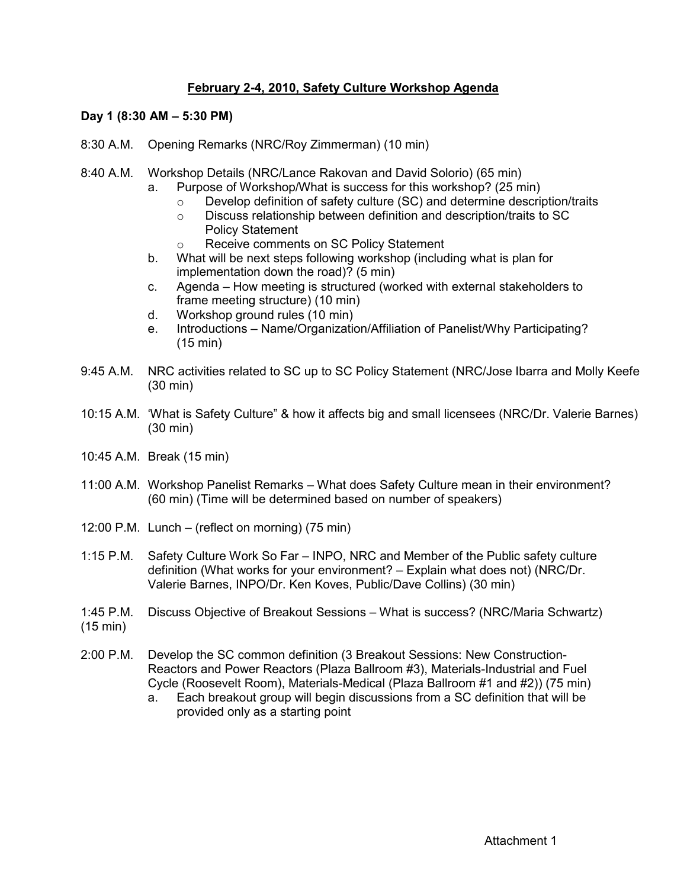**February 2-4, 2010, Safety Culture Workshop Agenda**

**Day 1 (8:30 AM – 5:30 PM)**

8:30 A.M. Opening Remarks (NRC/Roy Zimmerman) (10 min)

8:40 A.M. Workshop Details (NRC/Lance Rakovan and David Solorio) (65 min)

a. Purpose of Workshop/What is success for this workshop? (25 min)
   - o Develop definition of safety culture (SC) and determine description/traits
   - o Discuss relationship between definition and description/traits to SC Policy Statement
   - o Receive comments on SC Policy Statement

b. What will be next steps following workshop (including what is plan for implementation down the road)? (5 min)

c. Agenda – How meeting is structured (worked with external stakeholders to frame meeting structure) (10 min)

d. Workshop ground rules (10 min)

e. Introductions – Name/Organization/Affiliation of Panelist/Why Participating? (15 min)

9:45 A.M. NRC activities related to SC up to SC Policy Statement (NRC/Jose Ibarra and Molly Keefe (30 min)

10:15 A.M. 'What is Safety Culture" & how it affects big and small licensees (NRC/Dr. Valerie Barnes) (30 min)

10:45 A.M. Break (15 min)

11:00 A.M. Workshop Panelist Remarks – What does Safety Culture mean in their environment? (60 min) (Time will be determined based on number of speakers)

12:00 P.M. Lunch – (reflect on morning) (75 min)

1:15 P.M. Safety Culture Work So Far – INPO, NRC and Member of the Public safety culture definition (What works for your environment? – Explain what does not) (NRC/Dr. Valerie Barnes, INPO/Dr. Ken Koves, Public/Dave Collins) (30 min)

1:45 P.M. Discuss Objective of Breakout Sessions – What is success? (NRC/Maria Schwartz) (15 min)

2:00 P.M. Develop the SC common definition (3 Breakout Sessions: New Construction-Reactors and Power Reactors (Plaza Ballroom #3), Materials-Industrial and Fuel Cycle (Roosevelt Room), Materials-Medical (Plaza Ballroom #1 and #2)) (75 min)

a. Each breakout group will begin discussions from a SC definition that will be provided only as a starting point

Attachment 1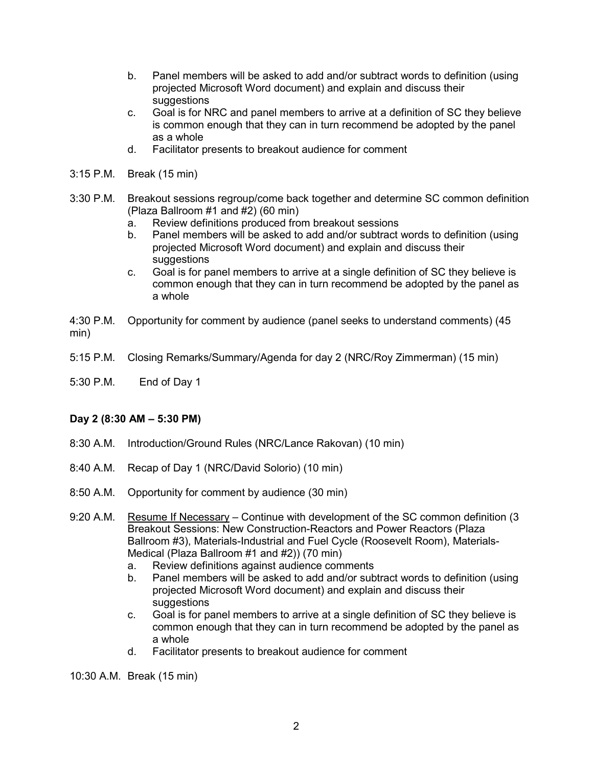b. Panel members will be asked to add and/or subtract words to definition (using projected Microsoft Word document) and explain and discuss their suggestions
   c. Goal is for NRC and panel members to arrive at a definition of SC they believe is common enough that they can in turn recommend be adopted by the panel as a whole
   d. Facilitator presents to breakout audience for comment

3:15 P.M. Break (15 min)

3:30 P.M. Breakout sessions regroup/come back together and determine SC common definition (Plaza Ballroom #1 and #2) (60 min)
   a. Review definitions produced from breakout sessions
   b. Panel members will be asked to add and/or subtract words to definition (using projected Microsoft Word document) and explain and discuss their suggestions
   c. Goal is for panel members to arrive at a single definition of SC they believe is common enough that they can in turn recommend be adopted by the panel as a whole

4:30 P.M. Opportunity for comment by audience (panel seeks to understand comments) (45 min)

5:15 P.M. Closing Remarks/Summary/Agenda for day 2 (NRC/Roy Zimmerman) (15 min)

5:30 P.M. End of Day 1

**Day 2 (8:30 AM – 5:30 PM)**

8:30 A.M. Introduction/Ground Rules (NRC/Lance Rakovan) (10 min)

8:40 A.M. Recap of Day 1 (NRC/David Solorio) (10 min)

8:50 A.M. Opportunity for comment by audience (30 min)

9:20 A.M. Resume If Necessary – Continue with development of the SC common definition (3 Breakout Sessions: New Construction-Reactors and Power Reactors (Plaza Ballroom #3), Materials-Industrial and Fuel Cycle (Roosevelt Room), Materials-Medical (Plaza Ballroom #1 and #2)) (70 min)
   a. Review definitions against audience comments
   b. Panel members will be asked to add and/or subtract words to definition (using projected Microsoft Word document) and explain and discuss their suggestions
   c. Goal is for panel members to arrive at a single definition of SC they believe is common enough that they can in turn recommend be adopted by the panel as a whole
   d. Facilitator presents to breakout audience for comment

10:30 A.M. Break (15 min)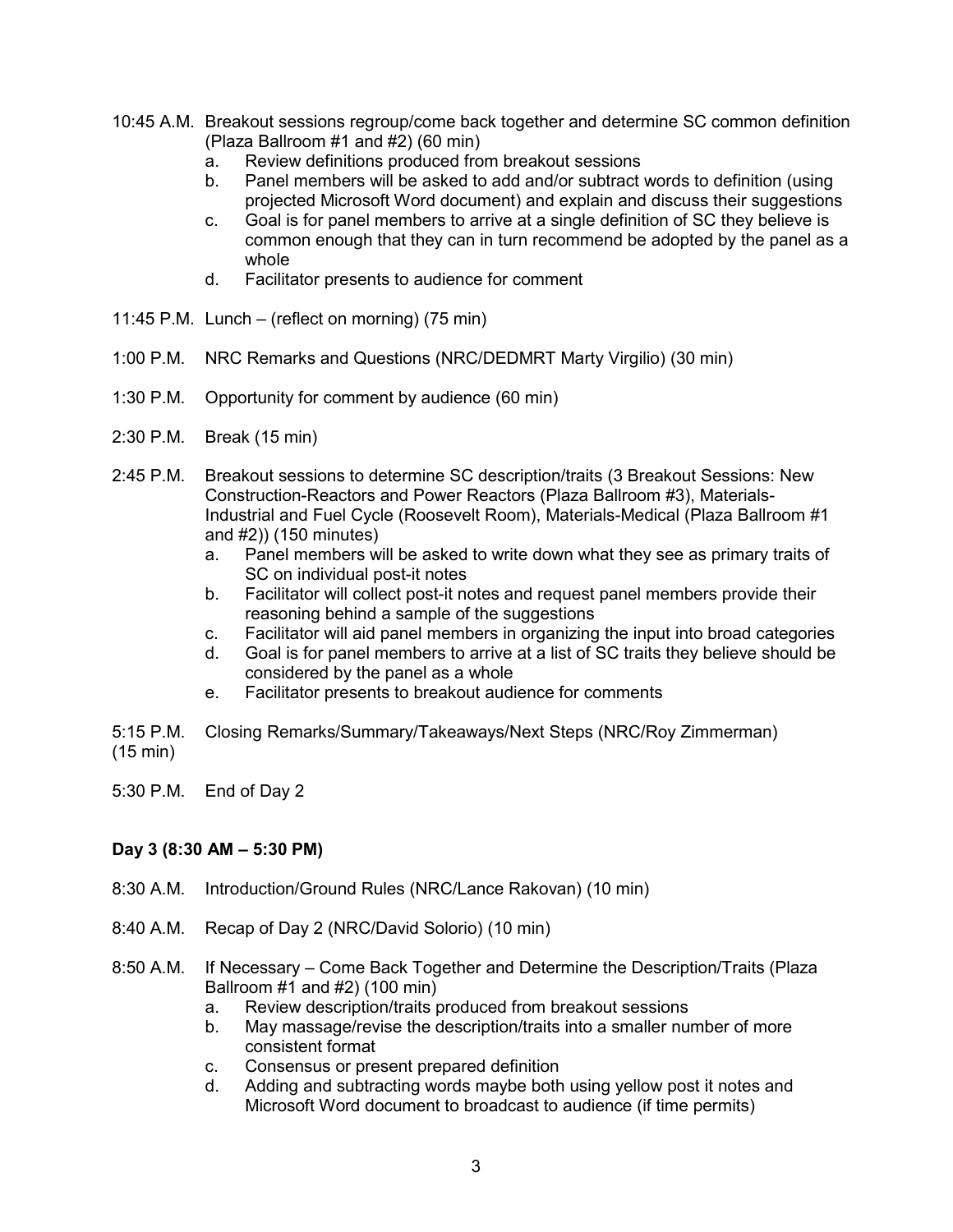10:45 A.M. Breakout sessions regroup/come back together and determine SC common definition (Plaza Ballroom #1 and #2) (60 min)

a. Review definitions produced from breakout sessions
b. Panel members will be asked to add and/or subtract words to definition (using projected Microsoft Word document) and explain and discuss their suggestions
c. Goal is for panel members to arrive at a single definition of SC they believe is common enough that they can in turn recommend be adopted by the panel as a whole
d. Facilitator presents to audience for comment

11:45 P.M. Lunch – (reflect on morning) (75 min)

1:00 P.M. NRC Remarks and Questions (NRC/DEDMRT Marty Virgilio) (30 min)

1:30 P.M. Opportunity for comment by audience (60 min)

2:30 P.M. Break (15 min)

2:45 P.M. Breakout sessions to determine SC description/traits (3 Breakout Sessions: New Construction-Reactors and Power Reactors (Plaza Ballroom #3), Materials-Industrial and Fuel Cycle (Roosevelt Room), Materials-Medical (Plaza Ballroom #1 and #2)) (150 minutes)

a. Panel members will be asked to write down what they see as primary traits of SC on individual post-it notes
b. Facilitator will collect post-it notes and request panel members provide their reasoning behind a sample of the suggestions
c. Facilitator will aid panel members in organizing the input into broad categories
d. Goal is for panel members to arrive at a list of SC traits they believe should be considered by the panel as a whole
e. Facilitator presents to breakout audience for comments

5:15 P.M. Closing Remarks/Summary/Takeaways/Next Steps (NRC/Roy Zimmerman) (15 min)

5:30 P.M. End of Day 2

**Day 3 (8:30 AM – 5:30 PM)**

8:30 A.M. Introduction/Ground Rules (NRC/Lance Rakovan) (10 min)

8:40 A.M. Recap of Day 2 (NRC/David Solorio) (10 min)

8:50 A.M. If Necessary – Come Back Together and Determine the Description/Traits (Plaza Ballroom #1 and #2) (100 min)

a. Review description/traits produced from breakout sessions
b. May massage/revise the description/traits into a smaller number of more consistent format
c. Consensus or present prepared definition
d. Adding and subtracting words maybe both using yellow post it notes and Microsoft Word document to broadcast to audience (if time permits)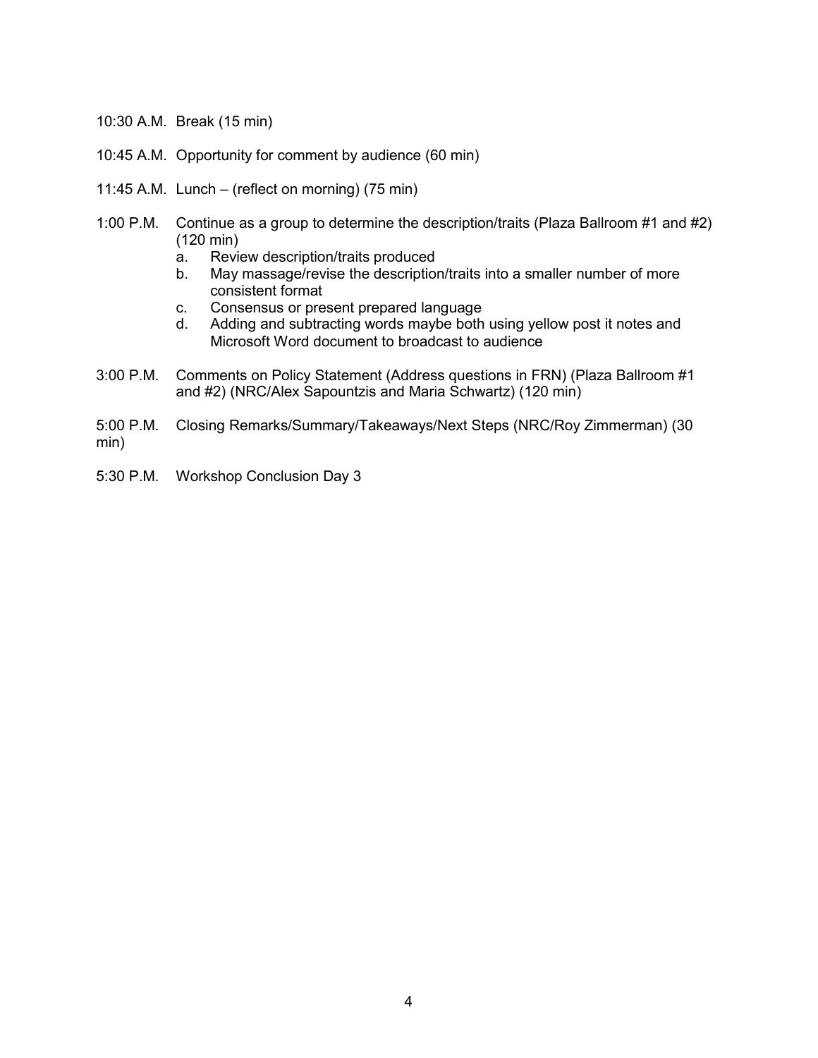10:30 A.M. Break (15 min)

10:45 A.M. Opportunity for comment by audience (60 min)

11:45 A.M. Lunch – (reflect on morning) (75 min)

1:00 P.M. Continue as a group to determine the description/traits (Plaza Ballroom #1 and #2) (120 min)

  a. Review description/traits produced
  b. May massage/revise the description/traits into a smaller number of more consistent format
  c. Consensus or present prepared language
  d. Adding and subtracting words maybe both using yellow post it notes and Microsoft Word document to broadcast to audience

3:00 P.M. Comments on Policy Statement (Address questions in FRN) (Plaza Ballroom #1 and #2) (NRC/Alex Sapountzis and Maria Schwartz) (120 min)

5:00 P.M. Closing Remarks/Summary/Takeaways/Next Steps (NRC/Roy Zimmerman) (30 min)

5:30 P.M. Workshop Conclusion Day 3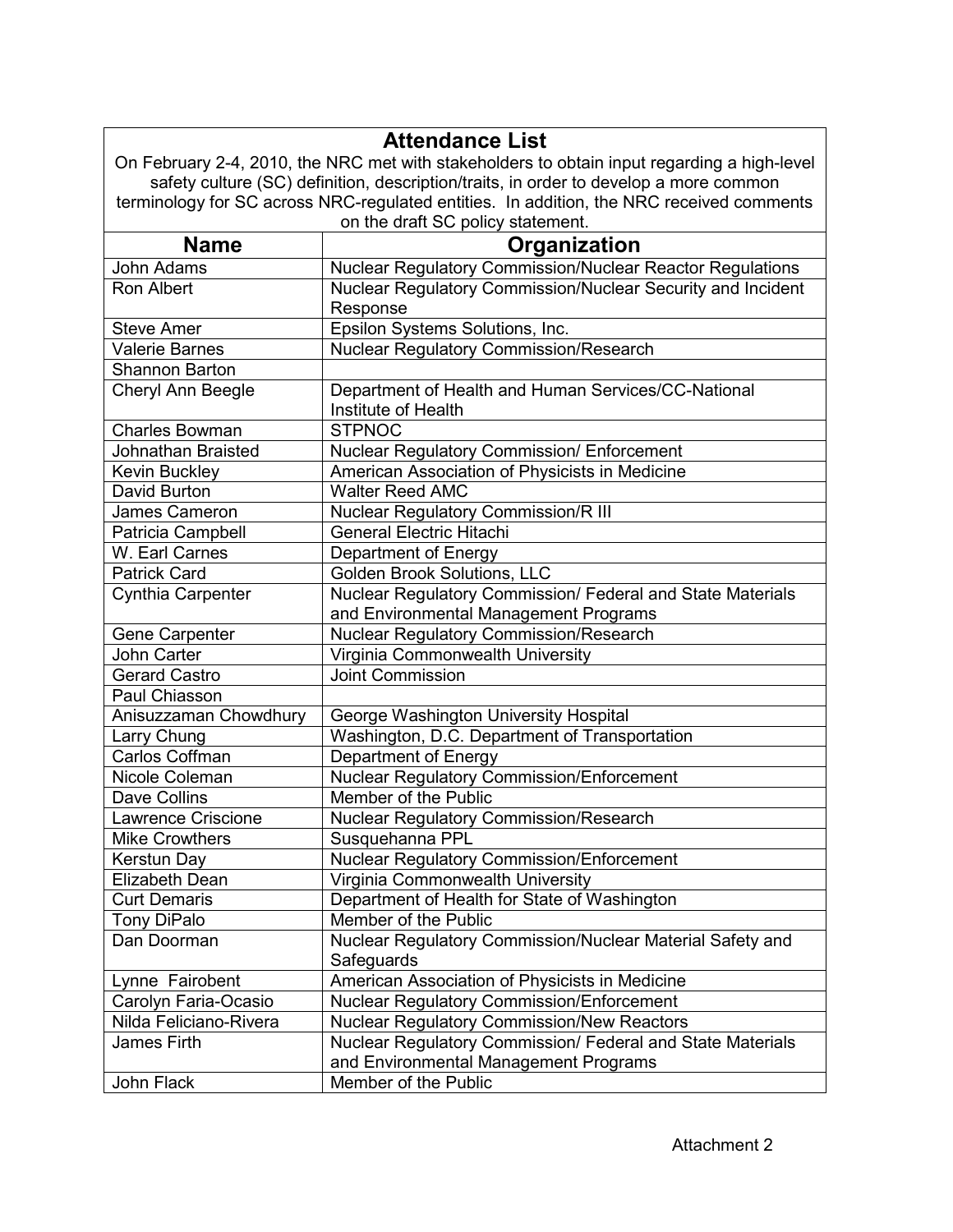## Attendance List

On February 2-4, 2010, the NRC met with stakeholders to obtain input regarding a high-level safety culture (SC) definition, description/traits, in order to develop a more common terminology for SC across NRC-regulated entities. In addition, the NRC received comments on the draft SC policy statement.

| Name | Organization |
|---|---|
| John Adams | Nuclear Regulatory Commission/Nuclear Reactor Regulations |
| Ron Albert | Nuclear Regulatory Commission/Nuclear Security and Incident Response |
| Steve Amer | Epsilon Systems Solutions, Inc. |
| Valerie Barnes | Nuclear Regulatory Commission/Research |
| Shannon Barton | |
| Cheryl Ann Beegle | Department of Health and Human Services/CC-National Institute of Health |
| Charles Bowman | STPNOC |
| Johnathan Braisted | Nuclear Regulatory Commission/ Enforcement |
| Kevin Buckley | American Association of Physicists in Medicine |
| David Burton | Walter Reed AMC |
| James Cameron | Nuclear Regulatory Commission/R III |
| Patricia Campbell | General Electric Hitachi |
| W. Earl Carnes | Department of Energy |
| Patrick Card | Golden Brook Solutions, LLC |
| Cynthia Carpenter | Nuclear Regulatory Commission/ Federal and State Materials and Environmental Management Programs |
| Gene Carpenter | Nuclear Regulatory Commission/Research |
| John Carter | Virginia Commonwealth University |
| Gerard Castro | Joint Commission |
| Paul Chiasson | |
| Anisuzzaman Chowdhury | George Washington University Hospital |
| Larry Chung | Washington, D.C. Department of Transportation |
| Carlos Coffman | Department of Energy |
| Nicole Coleman | Nuclear Regulatory Commission/Enforcement |
| Dave Collins | Member of the Public |
| Lawrence Criscione | Nuclear Regulatory Commission/Research |
| Mike Crowthers | Susquehanna PPL |
| Kerstun Day | Nuclear Regulatory Commission/Enforcement |
| Elizabeth Dean | Virginia Commonwealth University |
| Curt Demaris | Department of Health for State of Washington |
| Tony DiPalo | Member of the Public |
| Dan Doorman | Nuclear Regulatory Commission/Nuclear Material Safety and Safeguards |
| Lynne Fairobent | American Association of Physicists in Medicine |
| Carolyn Faria-Ocasio | Nuclear Regulatory Commission/Enforcement |
| Nilda Feliciano-Rivera | Nuclear Regulatory Commission/New Reactors |
| James Firth | Nuclear Regulatory Commission/ Federal and State Materials and Environmental Management Programs |
| John Flack | Member of the Public |

Attachment 2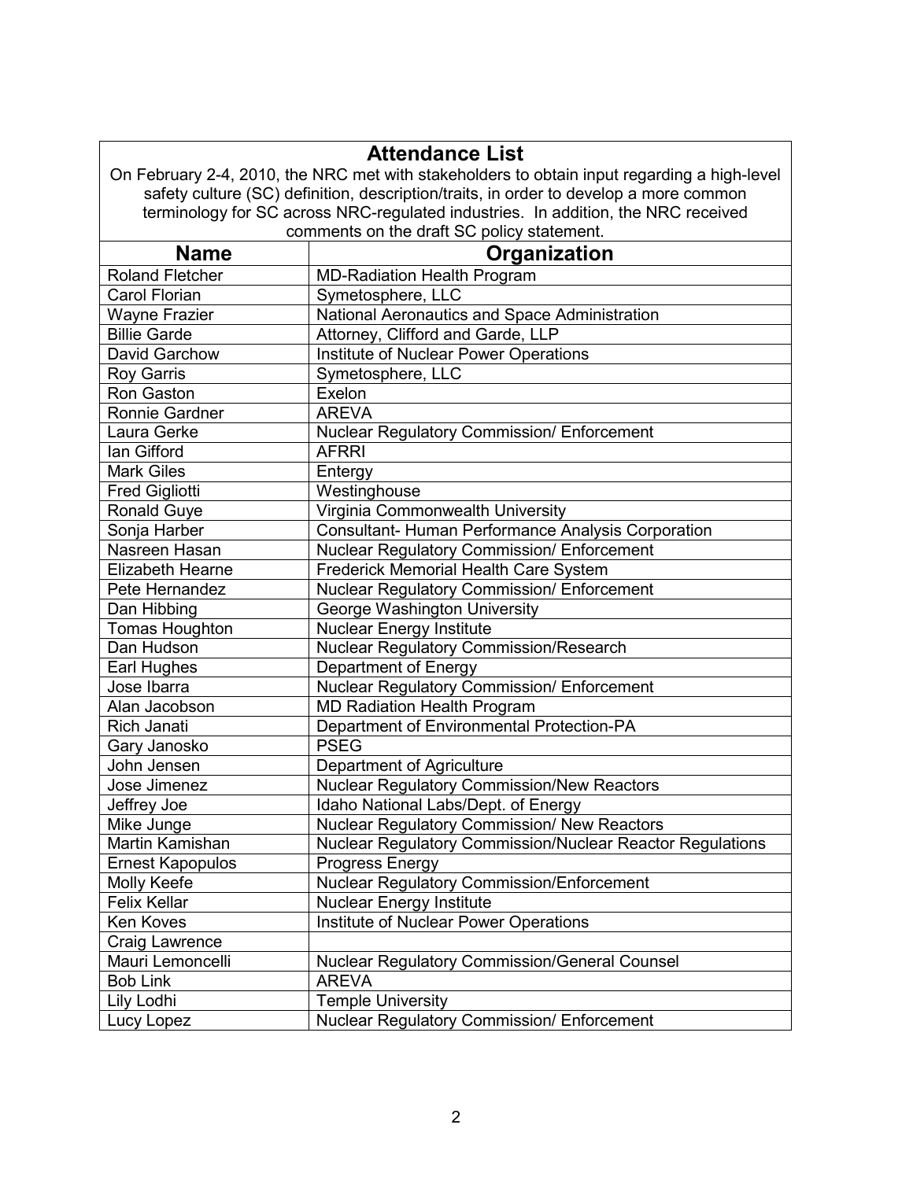## Attendance List

On February 2-4, 2010, the NRC met with stakeholders to obtain input regarding a high-level safety culture (SC) definition, description/traits, in order to develop a more common terminology for SC across NRC-regulated industries. In addition, the NRC received comments on the draft SC policy statement.

| Name | Organization |
|---|---|
| Roland Fletcher | MD-Radiation Health Program |
| Carol Florian | Symetosphere, LLC |
| Wayne Frazier | National Aeronautics and Space Administration |
| Billie Garde | Attorney, Clifford and Garde, LLP |
| David Garchow | Institute of Nuclear Power Operations |
| Roy Garris | Symetosphere, LLC |
| Ron Gaston | Exelon |
| Ronnie Gardner | AREVA |
| Laura Gerke | Nuclear Regulatory Commission/ Enforcement |
| Ian Gifford | AFRRI |
| Mark Giles | Entergy |
| Fred Gigliotti | Westinghouse |
| Ronald Guye | Virginia Commonwealth University |
| Sonja Harber | Consultant- Human Performance Analysis Corporation |
| Nasreen Hasan | Nuclear Regulatory Commission/ Enforcement |
| Elizabeth Hearne | Frederick Memorial Health Care System |
| Pete Hernandez | Nuclear Regulatory Commission/ Enforcement |
| Dan Hibbing | George Washington University |
| Tomas Houghton | Nuclear Energy Institute |
| Dan Hudson | Nuclear Regulatory Commission/Research |
| Earl Hughes | Department of Energy |
| Jose Ibarra | Nuclear Regulatory Commission/ Enforcement |
| Alan Jacobson | MD Radiation Health Program |
| Rich Janati | Department of Environmental Protection-PA |
| Gary Janosko | PSEG |
| John Jensen | Department of Agriculture |
| Jose Jimenez | Nuclear Regulatory Commission/New Reactors |
| Jeffrey Joe | Idaho National Labs/Dept. of Energy |
| Mike Junge | Nuclear Regulatory Commission/ New Reactors |
| Martin Kamishan | Nuclear Regulatory Commission/Nuclear Reactor Regulations |
| Ernest Kapopulos | Progress Energy |
| Molly Keefe | Nuclear Regulatory Commission/Enforcement |
| Felix Kellar | Nuclear Energy Institute |
| Ken Koves | Institute of Nuclear Power Operations |
| Craig Lawrence | |
| Mauri Lemoncelli | Nuclear Regulatory Commission/General Counsel |
| Bob Link | AREVA |
| Lily Lodhi | Temple University |
| Lucy Lopez | Nuclear Regulatory Commission/ Enforcement |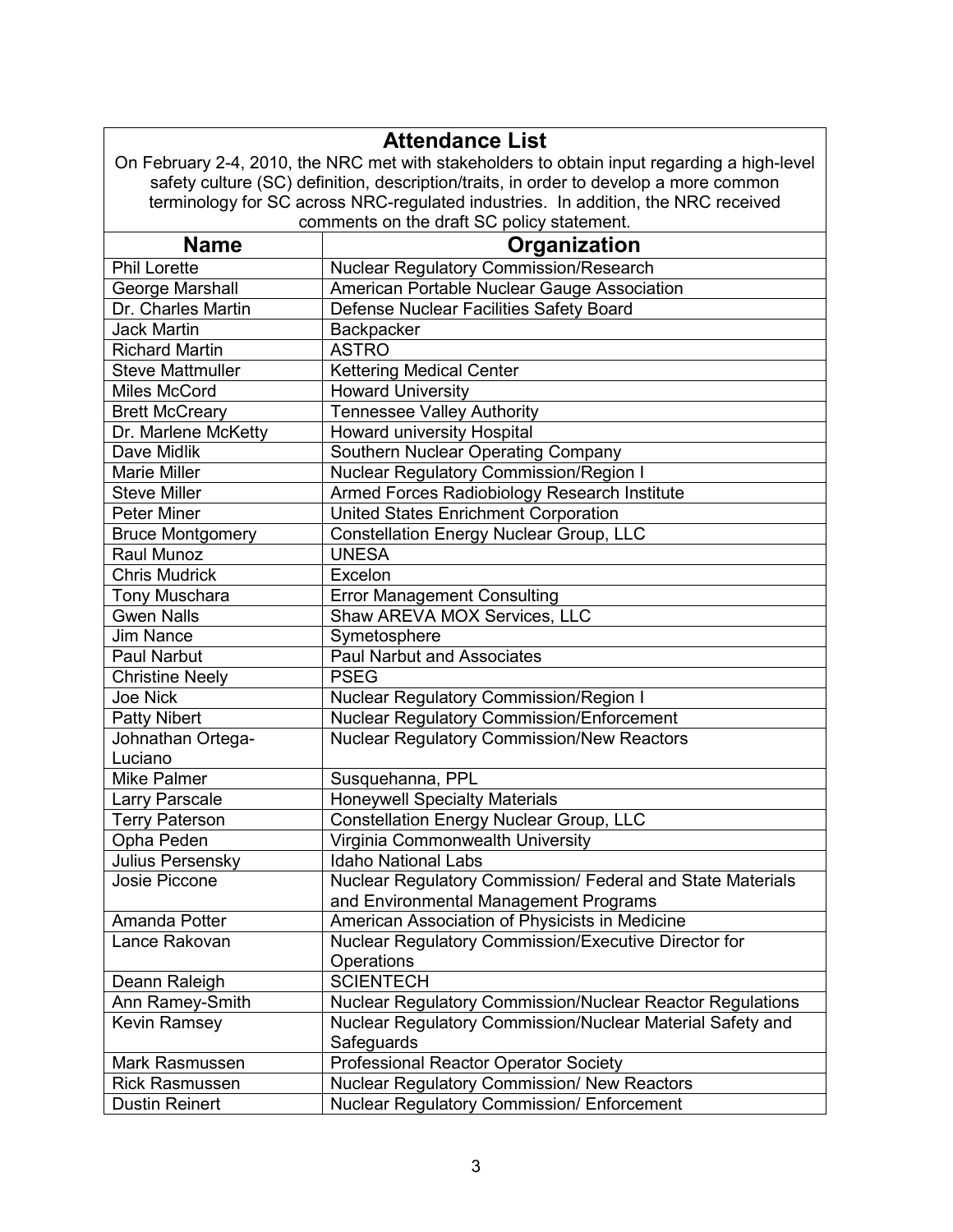## Attendance List

On February 2-4, 2010, the NRC met with stakeholders to obtain input regarding a high-level safety culture (SC) definition, description/traits, in order to develop a more common terminology for SC across NRC-regulated industries. In addition, the NRC received comments on the draft SC policy statement.

| Name | Organization |
|---|---|
| Phil Lorette | Nuclear Regulatory Commission/Research |
| George Marshall | American Portable Nuclear Gauge Association |
| Dr. Charles Martin | Defense Nuclear Facilities Safety Board |
| Jack Martin | Backpacker |
| Richard Martin | ASTRO |
| Steve Mattmuller | Kettering Medical Center |
| Miles McCord | Howard University |
| Brett McCreary | Tennessee Valley Authority |
| Dr. Marlene McKetty | Howard university Hospital |
| Dave Midlik | Southern Nuclear Operating Company |
| Marie Miller | Nuclear Regulatory Commission/Region I |
| Steve Miller | Armed Forces Radiobiology Research Institute |
| Peter Miner | United States Enrichment Corporation |
| Bruce Montgomery | Constellation Energy Nuclear Group, LLC |
| Raul Munoz | UNESA |
| Chris Mudrick | Excelon |
| Tony Muschara | Error Management Consulting |
| Gwen Nalls | Shaw AREVA MOX Services, LLC |
| Jim Nance | Symetosphere |
| Paul Narbut | Paul Narbut and Associates |
| Christine Neely | PSEG |
| Joe Nick | Nuclear Regulatory Commission/Region I |
| Patty Nibert | Nuclear Regulatory Commission/Enforcement |
| Johnathan Ortega-Luciano | Nuclear Regulatory Commission/New Reactors |
| Mike Palmer | Susquehanna, PPL |
| Larry Parscale | Honeywell Specialty Materials |
| Terry Paterson | Constellation Energy Nuclear Group, LLC |
| Opha Peden | Virginia Commonwealth University |
| Julius Persensky | Idaho National Labs |
| Josie Piccone | Nuclear Regulatory Commission/ Federal and State Materials and Environmental Management Programs |
| Amanda Potter | American Association of Physicists in Medicine |
| Lance Rakovan | Nuclear Regulatory Commission/Executive Director for Operations |
| Deann Raleigh | SCIENTECH |
| Ann Ramey-Smith | Nuclear Regulatory Commission/Nuclear Reactor Regulations |
| Kevin Ramsey | Nuclear Regulatory Commission/Nuclear Material Safety and Safeguards |
| Mark Rasmussen | Professional Reactor Operator Society |
| Rick Rasmussen | Nuclear Regulatory Commission/ New Reactors |
| Dustin Reinert | Nuclear Regulatory Commission/ Enforcement |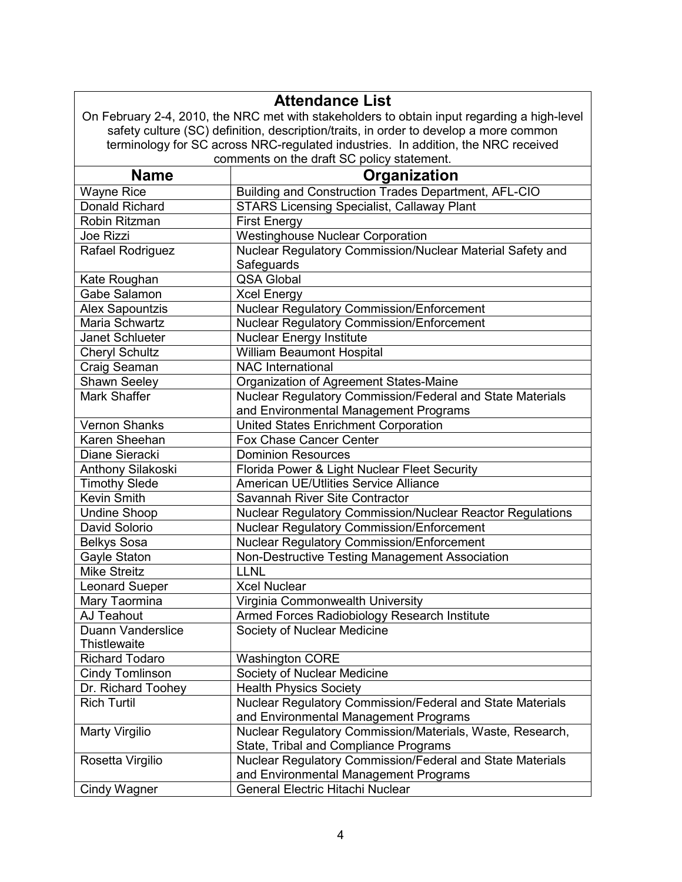## Attendance List

On February 2-4, 2010, the NRC met with stakeholders to obtain input regarding a high-level safety culture (SC) definition, description/traits, in order to develop a more common terminology for SC across NRC-regulated industries. In addition, the NRC received comments on the draft SC policy statement.

| Name | Organization |
|---|---|
| Wayne Rice | Building and Construction Trades Department, AFL-CIO |
| Donald Richard | STARS Licensing Specialist, Callaway Plant |
| Robin Ritzman | First Energy |
| Joe Rizzi | Westinghouse Nuclear Corporation |
| Rafael Rodriguez | Nuclear Regulatory Commission/Nuclear Material Safety and Safeguards |
| Kate Roughan | QSA Global |
| Gabe Salamon | Xcel Energy |
| Alex Sapountzis | Nuclear Regulatory Commission/Enforcement |
| Maria Schwartz | Nuclear Regulatory Commission/Enforcement |
| Janet Schlueter | Nuclear Energy Institute |
| Cheryl Schultz | William Beaumont Hospital |
| Craig Seaman | NAC International |
| Shawn Seeley | Organization of Agreement States-Maine |
| Mark Shaffer | Nuclear Regulatory Commission/Federal and State Materials and Environmental Management Programs |
| Vernon Shanks | United States Enrichment Corporation |
| Karen Sheehan | Fox Chase Cancer Center |
| Diane Sieracki | Dominion Resources |
| Anthony Silakoski | Florida Power & Light Nuclear Fleet Security |
| Timothy Slede | American UE/Utlities Service Alliance |
| Kevin Smith | Savannah River Site Contractor |
| Undine Shoop | Nuclear Regulatory Commission/Nuclear Reactor Regulations |
| David Solorio | Nuclear Regulatory Commission/Enforcement |
| Belkys Sosa | Nuclear Regulatory Commission/Enforcement |
| Gayle Staton | Non-Destructive Testing Management Association |
| Mike Streitz | LLNL |
| Leonard Sueper | Xcel Nuclear |
| Mary Taormina | Virginia Commonwealth University |
| AJ Teahout | Armed Forces Radiobiology Research Institute |
| Duann Vanderslice Thistlewaite | Society of Nuclear Medicine |
| Richard Todaro | Washington CORE |
| Cindy Tomlinson | Society of Nuclear Medicine |
| Dr. Richard Toohey | Health Physics Society |
| Rich Turtil | Nuclear Regulatory Commission/Federal and State Materials and Environmental Management Programs |
| Marty Virgilio | Nuclear Regulatory Commission/Materials, Waste, Research, State, Tribal and Compliance Programs |
| Rosetta Virgilio | Nuclear Regulatory Commission/Federal and State Materials and Environmental Management Programs |
| Cindy Wagner | General Electric Hitachi Nuclear |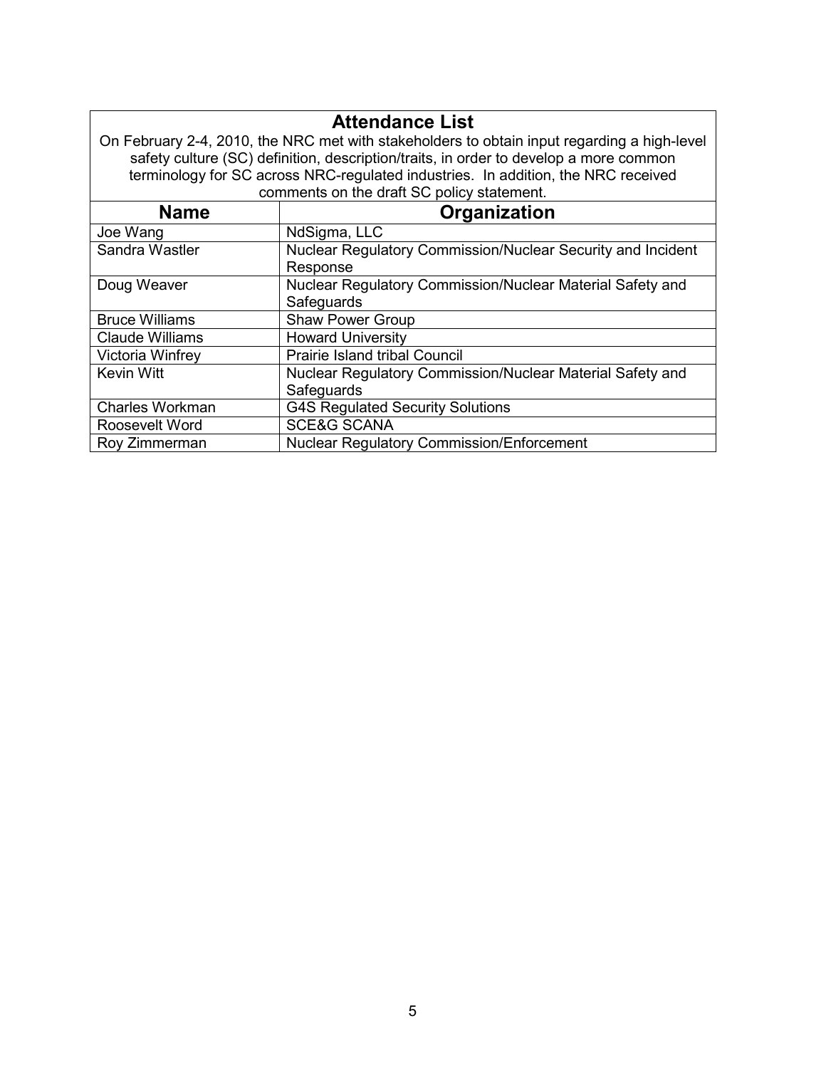## Attendance List

On February 2-4, 2010, the NRC met with stakeholders to obtain input regarding a high-level safety culture (SC) definition, description/traits, in order to develop a more common terminology for SC across NRC-regulated industries. In addition, the NRC received comments on the draft SC policy statement.

| Name | Organization |
|---|---|
| Joe Wang | NdSigma, LLC |
| Sandra Wastler | Nuclear Regulatory Commission/Nuclear Security and Incident Response |
| Doug Weaver | Nuclear Regulatory Commission/Nuclear Material Safety and Safeguards |
| Bruce Williams | Shaw Power Group |
| Claude Williams | Howard University |
| Victoria Winfrey | Prairie Island tribal Council |
| Kevin Witt | Nuclear Regulatory Commission/Nuclear Material Safety and Safeguards |
| Charles Workman | G4S Regulated Security Solutions |
| Roosevelt Word | SCE&G SCANA |
| Roy Zimmerman | Nuclear Regulatory Commission/Enforcement |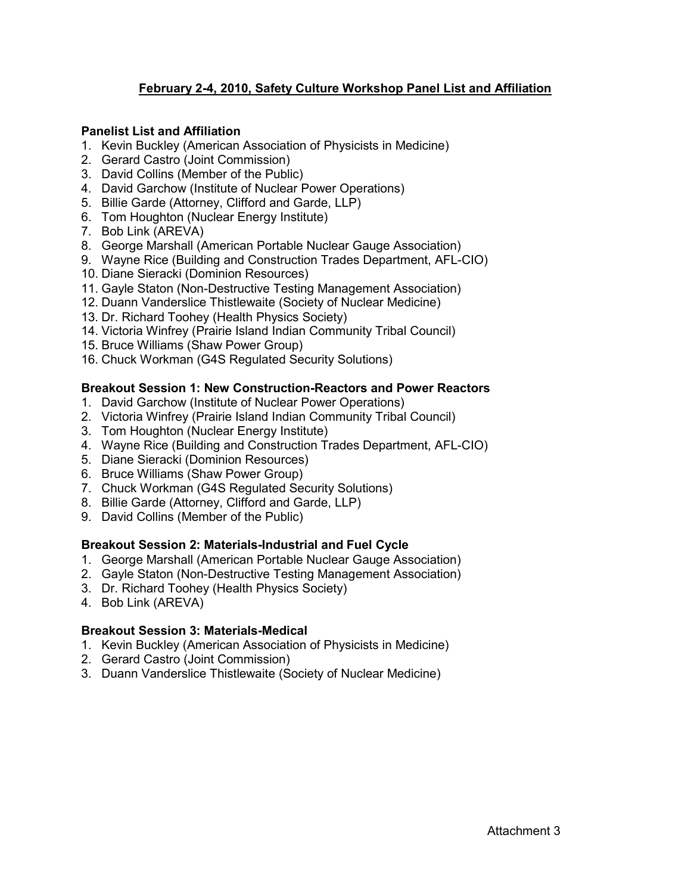# February 2-4, 2010, Safety Culture Workshop Panel List and Affiliation

**Panelist List and Affiliation**

1. Kevin Buckley (American Association of Physicists in Medicine)
2. Gerard Castro (Joint Commission)
3. David Collins (Member of the Public)
4. David Garchow (Institute of Nuclear Power Operations)
5. Billie Garde (Attorney, Clifford and Garde, LLP)
6. Tom Houghton (Nuclear Energy Institute)
7. Bob Link (AREVA)
8. George Marshall (American Portable Nuclear Gauge Association)
9. Wayne Rice (Building and Construction Trades Department, AFL-CIO)
10. Diane Sieracki (Dominion Resources)
11. Gayle Staton (Non-Destructive Testing Management Association)
12. Duann Vanderslice Thistlewaite (Society of Nuclear Medicine)
13. Dr. Richard Toohey (Health Physics Society)
14. Victoria Winfrey (Prairie Island Indian Community Tribal Council)
15. Bruce Williams (Shaw Power Group)
16. Chuck Workman (G4S Regulated Security Solutions)

**Breakout Session 1: New Construction-Reactors and Power Reactors**

1. David Garchow (Institute of Nuclear Power Operations)
2. Victoria Winfrey (Prairie Island Indian Community Tribal Council)
3. Tom Houghton (Nuclear Energy Institute)
4. Wayne Rice (Building and Construction Trades Department, AFL-CIO)
5. Diane Sieracki (Dominion Resources)
6. Bruce Williams (Shaw Power Group)
7. Chuck Workman (G4S Regulated Security Solutions)
8. Billie Garde (Attorney, Clifford and Garde, LLP)
9. David Collins (Member of the Public)

**Breakout Session 2: Materials-Industrial and Fuel Cycle**

1. George Marshall (American Portable Nuclear Gauge Association)
2. Gayle Staton (Non-Destructive Testing Management Association)
3. Dr. Richard Toohey (Health Physics Society)
4. Bob Link (AREVA)

**Breakout Session 3: Materials-Medical**

1. Kevin Buckley (American Association of Physicists in Medicine)
2. Gerard Castro (Joint Commission)
3. Duann Vanderslice Thistlewaite (Society of Nuclear Medicine)

Attachment 3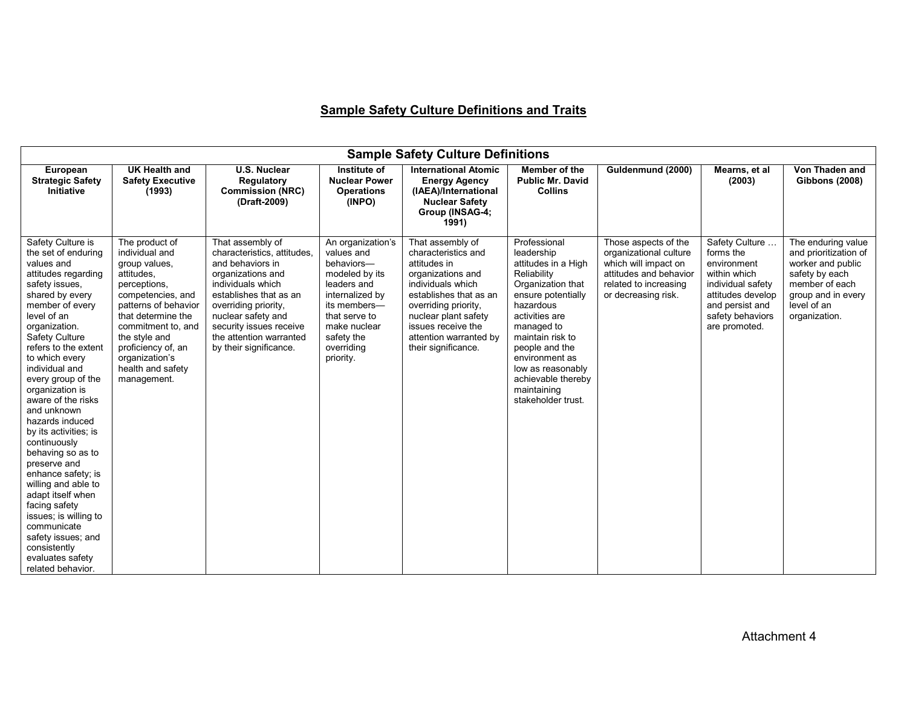# Sample Safety Culture Definitions and Traits

| Sample Safety Culture Definitions | | | | | | | | |
|---|---|---|---|---|---|---|---|---|
| **European Strategic Safety Initiative** | **UK Health and Safety Executive (1993)** | **U.S. Nuclear Regulatory Commission (NRC) (Draft-2009)** | **Institute of Nuclear Power Operations (INPO)** | **International Atomic Energy Agency (IAEA)/International Nuclear Safety Group (INSAG-4; 1991)** | **Member of the Public Mr. David Collins** | **Guldenmund (2000)** | **Mearns, et al (2003)** | **Von Thaden and Gibbons (2008)** |
| Safety Culture is the set of enduring values and attitudes regarding safety issues, shared by every member of every level of an organization. Safety Culture refers to the extent to which every individual and every group of the organization is aware of the risks and unknown hazards induced by its activities; is continuously behaving so as to preserve and enhance safety; is willing and able to adapt itself when facing safety issues; is willing to communicate safety issues; and consistently evaluates safety related behavior. | The product of individual and group values, attitudes, perceptions, competencies, and patterns of behavior that determine the commitment to, and the style and proficiency of, an organization's health and safety management. | That assembly of characteristics, attitudes, and behaviors in organizations and individuals which establishes that as an overriding priority, nuclear safety and security issues receive the attention warranted by their significance. | An organization's values and behaviors—modeled by its leaders and internalized by its members—that serve to make nuclear safety the overriding priority. | That assembly of characteristics and attitudes in organizations and individuals which establishes that as an overriding priority, nuclear plant safety issues receive the attention warranted by their significance. | Professional leadership attitudes in a High Reliability Organization that ensure potentially hazardous activities are managed to maintain risk to people and the environment as low as reasonably achievable thereby maintaining stakeholder trust. | Those aspects of the organizational culture which will impact on attitudes and behavior related to increasing or decreasing risk. | Safety Culture … forms the environment within which individual safety attitudes develop and persist and safety behaviors are promoted. | The enduring value and prioritization of worker and public safety by each member of each group and in every level of an organization. |

Attachment 4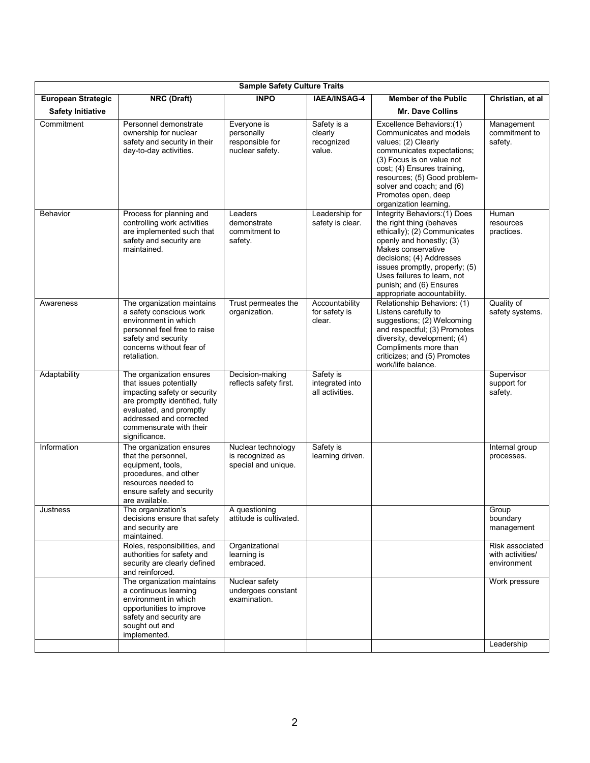| Sample Safety Culture Traits | | | | | |
|---|---|---|---|---|---|
| **European Strategic Safety Initiative** | **NRC (Draft)** | **INPO** | **IAEA/INSAG-4** | **Member of the Public Mr. Dave Collins** | **Christian, et al** |
| Commitment | Personnel demonstrate ownership for nuclear safety and security in their day-to-day activities. | Everyone is personally responsible for nuclear safety. | Safety is a clearly recognized value. | Excellence Behaviors:(1) Communicates and models values; (2) Clearly communicates expectations; (3) Focus is on value not cost; (4) Ensures training, resources; (5) Good problem-solver and coach; and (6) Promotes open, deep organization learning. | Management commitment to safety. |
| Behavior | Process for planning and controlling work activities are implemented such that safety and security are maintained. | Leaders demonstrate commitment to safety. | Leadership for safety is clear. | Integrity Behaviors:(1) Does the right thing (behaves ethically); (2) Communicates openly and honestly; (3) Makes conservative decisions; (4) Addresses issues promptly, properly; (5) Uses failures to learn, not punish; and (6) Ensures appropriate accountability. | Human resources practices. |
| Awareness | The organization maintains a safety conscious work environment in which personnel feel free to raise safety and security concerns without fear of retaliation. | Trust permeates the organization. | Accountability for safety is clear. | Relationship Behaviors: (1) Listens carefully to suggestions; (2) Welcoming and respectful; (3) Promotes diversity, development; (4) Compliments more than criticizes; and (5) Promotes work/life balance. | Quality of safety systems. |
| Adaptability | The organization ensures that issues potentially impacting safety or security are promptly identified, fully evaluated, and promptly addressed and corrected commensurate with their significance. | Decision-making reflects safety first. | Safety is integrated into all activities. | | Supervisor support for safety. |
| Information | The organization ensures that the personnel, equipment, tools, procedures, and other resources needed to ensure safety and security are available. | Nuclear technology is recognized as special and unique. | Safety is learning driven. | | Internal group processes. |
| Justness | The organization's decisions ensure that safety and security are maintained. | A questioning attitude is cultivated. | | | Group boundary management |
| | Roles, responsibilities, and authorities for safety and security are clearly defined and reinforced. | Organizational learning is embraced. | | | Risk associated with activities/ environment |
| | The organization maintains a continuous learning environment in which opportunities to improve safety and security are sought out and implemented. | Nuclear safety undergoes constant examination. | | | Work pressure |
| | | | | | Leadership |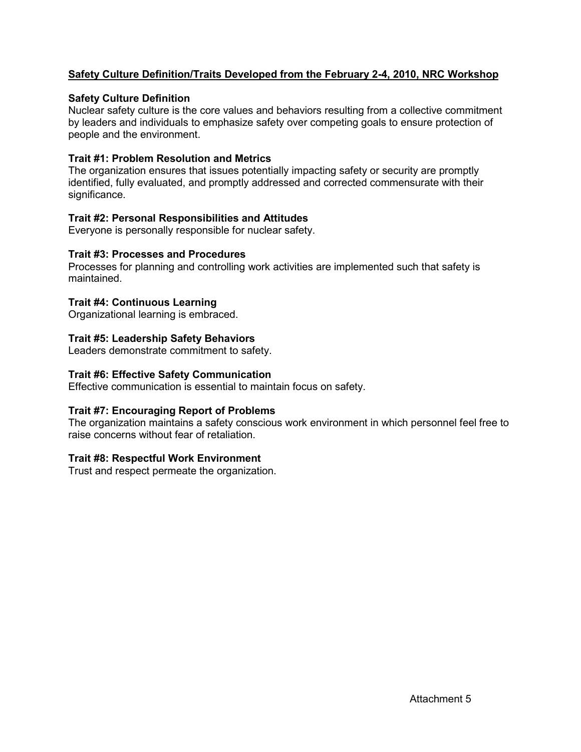## Safety Culture Definition/Traits Developed from the February 2-4, 2010, NRC Workshop

### Safety Culture Definition

Nuclear safety culture is the core values and behaviors resulting from a collective commitment by leaders and individuals to emphasize safety over competing goals to ensure protection of people and the environment.

### Trait #1: Problem Resolution and Metrics

The organization ensures that issues potentially impacting safety or security are promptly identified, fully evaluated, and promptly addressed and corrected commensurate with their significance.

### Trait #2: Personal Responsibilities and Attitudes

Everyone is personally responsible for nuclear safety.

### Trait #3: Processes and Procedures

Processes for planning and controlling work activities are implemented such that safety is maintained.

### Trait #4: Continuous Learning

Organizational learning is embraced.

### Trait #5: Leadership Safety Behaviors

Leaders demonstrate commitment to safety.

### Trait #6: Effective Safety Communication

Effective communication is essential to maintain focus on safety.

### Trait #7: Encouraging Report of Problems

The organization maintains a safety conscious work environment in which personnel feel free to raise concerns without fear of retaliation.

### Trait #8: Respectful Work Environment

Trust and respect permeate the organization.

Attachment 5